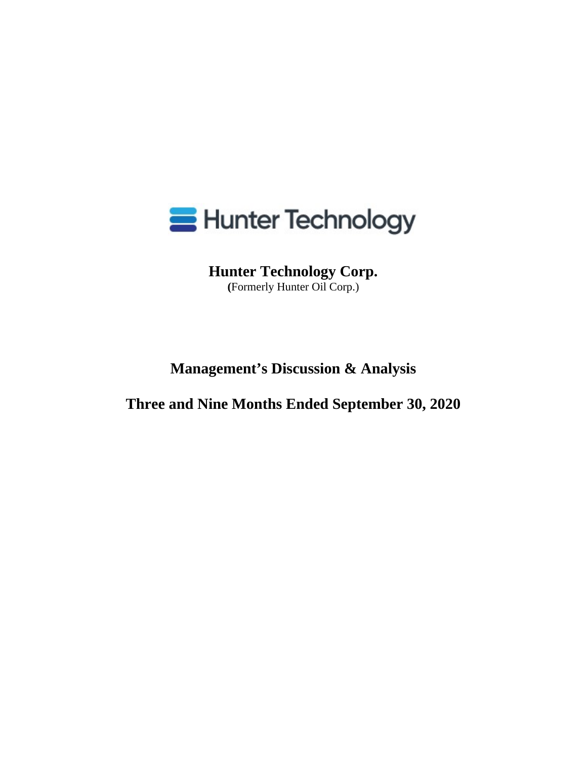Hunter Technology

# Hunter Technology Corp.

(Formerly Hunter Oil Corp.)

## Management's Discussion & Analysis

## Three and Nine Months Ended September 30, 2020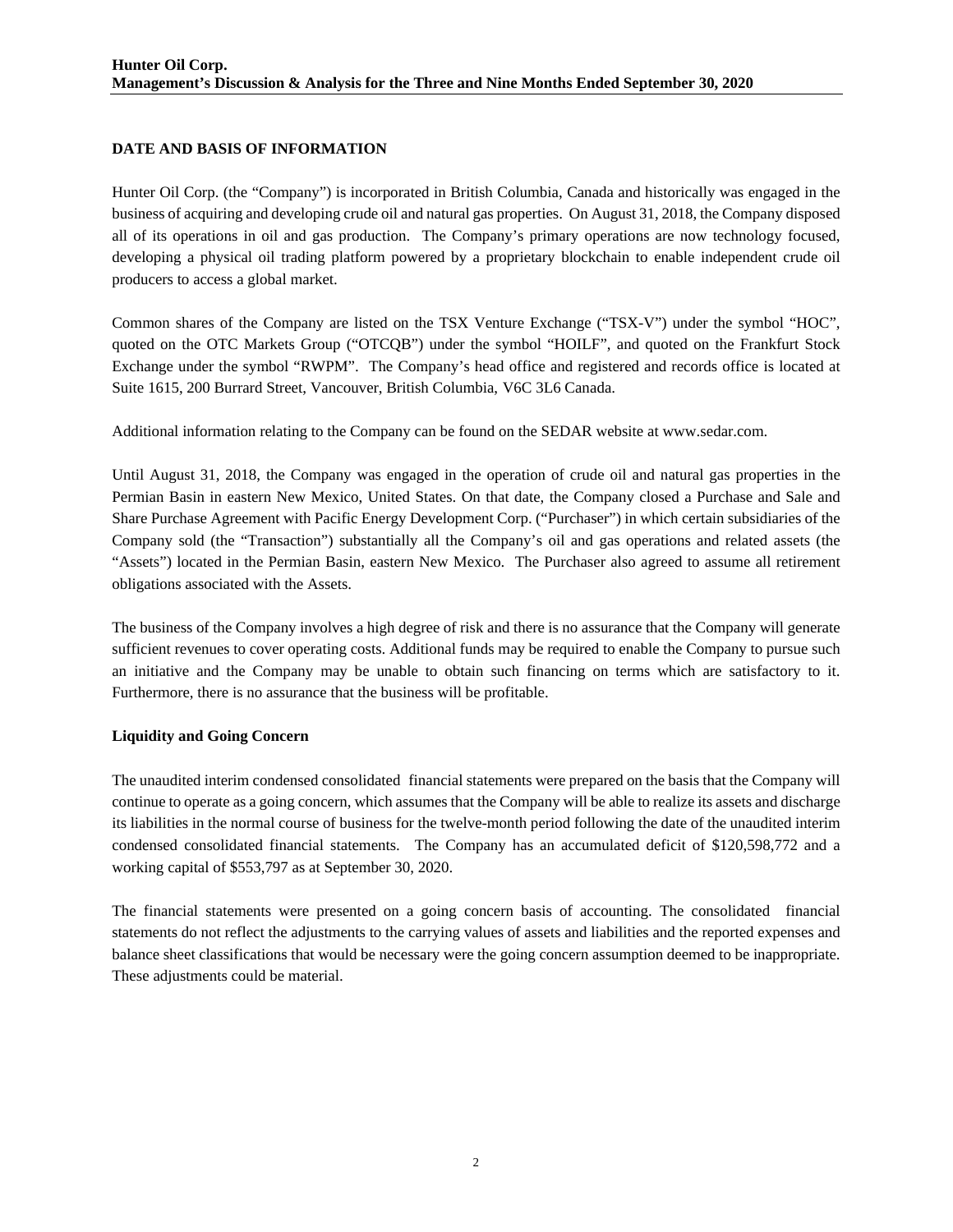## DATE AND BASIS OF INFORMATION

Hunter Oil Corp. (the "Company") is incorporated in British Columbia, Canada and historically was engaged in the business of acquiring and developing crude oil and natural gas properties. On August 31, 2018, the Company disposed all of its operations in oil and gas production. The Company's primary operations are now technology focused, developing a physical oil trading platform powered by a proprietary blockchain to enable independent crude oil producers to access a global market.

Common shares of the Company are listed on the TSX Venture Exchange ("TSX-V") under the symbol "HOC", quoted on the OTC Markets Group ("OTCQB") under the symbol "HOILF", and quoted on the Frankfurt Stock Exchange under the symbol "RWPM". The Company's head office and registered and records office is located at Suite 1615, 200 Burrard Street, Vancouver, British Columbia, V6C 3L6 Canada.

Additional information relating to the Company can be found on the SEDAR website at www.sedar.com.

Until August 31, 2018, the Company was engaged in the operation of crude oil and natural gas properties in the Permian Basin in eastern New Mexico, United States. On that date, the Company closed a Purchase and Sale and Share Purchase Agreement with Pacific Energy Development Corp. ("Purchaser") in which certain subsidiaries of the Company sold (the "Transaction") substantially all the Company's oil and gas operations and related assets (the "Assets") located in the Permian Basin, eastern New Mexico. The Purchaser also agreed to assume all retirement obligations associated with the Assets.

The business of the Company involves a high degree of risk and there is no assurance that the Company will generate sufficient revenues to cover operating costs. Additional funds may be required to enable the Company to pursue such an initiative and the Company may be unable to obtain such financing on terms which are satisfactory to it. Furthermore, there is no assurance that the business will be profitable.

### Liquidity and Going Concern

The unaudited interim condensed consolidated financial statements were prepared on the basis that the Company will continue to operate as a going concern, which assumes that the Company will be able to realize its assets and discharge its liabilities in the normal course of business for the twelve-month period following the date of the unaudited interim condensed consolidated financial statements. The Company has an accumulated deficit of $120,598,772 and a working capital of $553,797 as at September 30, 2020.

The financial statements were presented on a going concern basis of accounting. The consolidated financial statements do not reflect the adjustments to the carrying values of assets and liabilities and the reported expenses and balance sheet classifications that would be necessary were the going concern assumption deemed to be inappropriate. These adjustments could be material.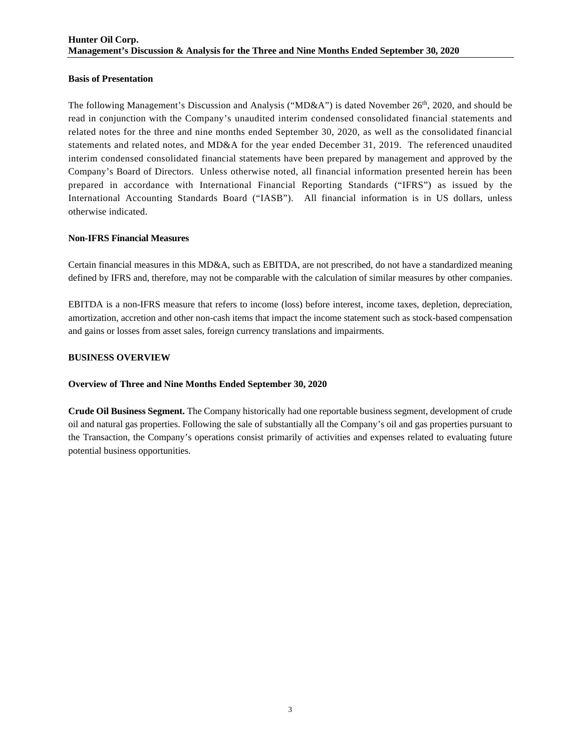### Basis of Presentation

The following Management's Discussion and Analysis ("MD&A") is dated November 26th, 2020, and should be read in conjunction with the Company's unaudited interim condensed consolidated financial statements and related notes for the three and nine months ended September 30, 2020, as well as the consolidated financial statements and related notes, and MD&A for the year ended December 31, 2019. The referenced unaudited interim condensed consolidated financial statements have been prepared by management and approved by the Company's Board of Directors. Unless otherwise noted, all financial information presented herein has been prepared in accordance with International Financial Reporting Standards ("IFRS") as issued by the International Accounting Standards Board ("IASB"). All financial information is in US dollars, unless otherwise indicated.

### Non-IFRS Financial Measures

Certain financial measures in this MD&A, such as EBITDA, are not prescribed, do not have a standardized meaning defined by IFRS and, therefore, may not be comparable with the calculation of similar measures by other companies.

EBITDA is a non-IFRS measure that refers to income (loss) before interest, income taxes, depletion, depreciation, amortization, accretion and other non-cash items that impact the income statement such as stock-based compensation and gains or losses from asset sales, foreign currency translations and impairments.

## BUSINESS OVERVIEW

### Overview of Three and Nine Months Ended September 30, 2020

**Crude Oil Business Segment.** The Company historically had one reportable business segment, development of crude oil and natural gas properties. Following the sale of substantially all the Company's oil and gas properties pursuant to the Transaction, the Company's operations consist primarily of activities and expenses related to evaluating future potential business opportunities.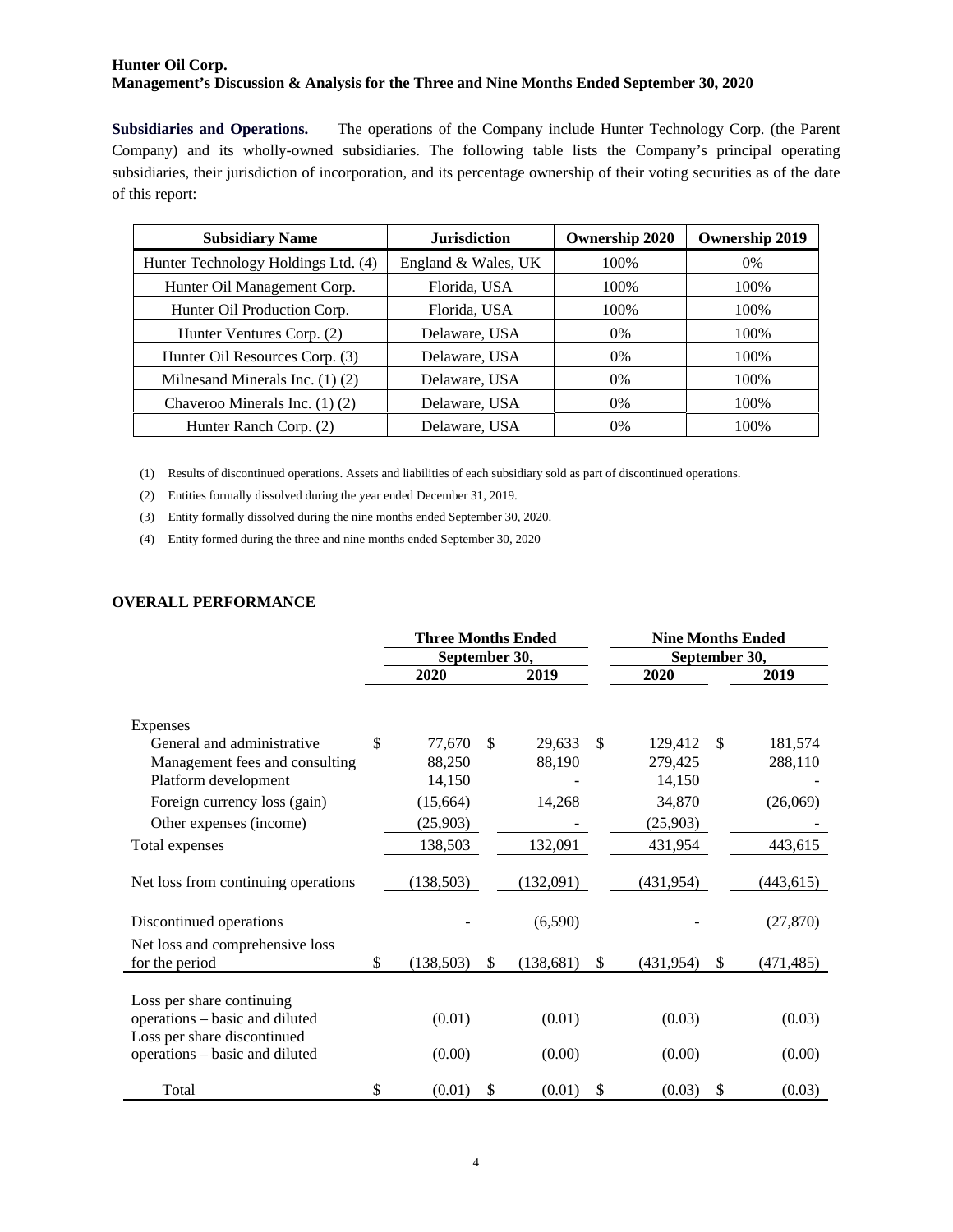**Subsidiaries and Operations.** The operations of the Company include Hunter Technology Corp. (the Parent Company) and its wholly-owned subsidiaries. The following table lists the Company's principal operating subsidiaries, their jurisdiction of incorporation, and its percentage ownership of their voting securities as of the date of this report:

| Subsidiary Name | Jurisdiction | Ownership 2020 | Ownership 2019 |
|---|---|---|---|
| Hunter Technology Holdings Ltd. (4) | England & Wales, UK | 100% | 0% |
| Hunter Oil Management Corp. | Florida, USA | 100% | 100% |
| Hunter Oil Production Corp. | Florida, USA | 100% | 100% |
| Hunter Ventures Corp. (2) | Delaware, USA | 0% | 100% |
| Hunter Oil Resources Corp. (3) | Delaware, USA | 0% | 100% |
| Milnesand Minerals Inc. (1) (2) | Delaware, USA | 0% | 100% |
| Chaveroo Minerals Inc. (1) (2) | Delaware, USA | 0% | 100% |
| Hunter Ranch Corp. (2) | Delaware, USA | 0% | 100% |

(1) Results of discontinued operations. Assets and liabilities of each subsidiary sold as part of discontinued operations.

(2) Entities formally dissolved during the year ended December 31, 2019.

(3) Entity formally dissolved during the nine months ended September 30, 2020.

(4) Entity formed during the three and nine months ended September 30, 2020

## OVERALL PERFORMANCE

| | Three Months Ended September 30, | | Nine Months Ended September 30, | |
|---|---|---|---|---|
| | 2020 | 2019 | 2020 | 2019 |
| Expenses | | | | |
| General and administrative | $ 77,670 | $ 29,633 | $ 129,412 | $ 181,574 |
| Management fees and consulting | 88,250 | 88,190 | 279,425 | 288,110 |
| Platform development | 14,150 | - | 14,150 | - |
| Foreign currency loss (gain) | (15,664) | 14,268 | 34,870 | (26,069) |
| Other expenses (income) | (25,903) | - | (25,903) | - |
| Total expenses | 138,503 | 132,091 | 431,954 | 443,615 |
| Net loss from continuing operations | (138,503) | (132,091) | (431,954) | (443,615) |
| Discontinued operations | - | (6,590) | - | (27,870) |
| Net loss and comprehensive loss for the period | $ (138,503) | $ (138,681) | $ (431,954) | $ (471,485) |
| Loss per share continuing operations – basic and diluted | (0.01) | (0.01) | (0.03) | (0.03) |
| Loss per share discontinued operations – basic and diluted | (0.00) | (0.00) | (0.00) | (0.00) |
| Total | $ (0.01) | $ (0.01) | $ (0.03) | $ (0.03) |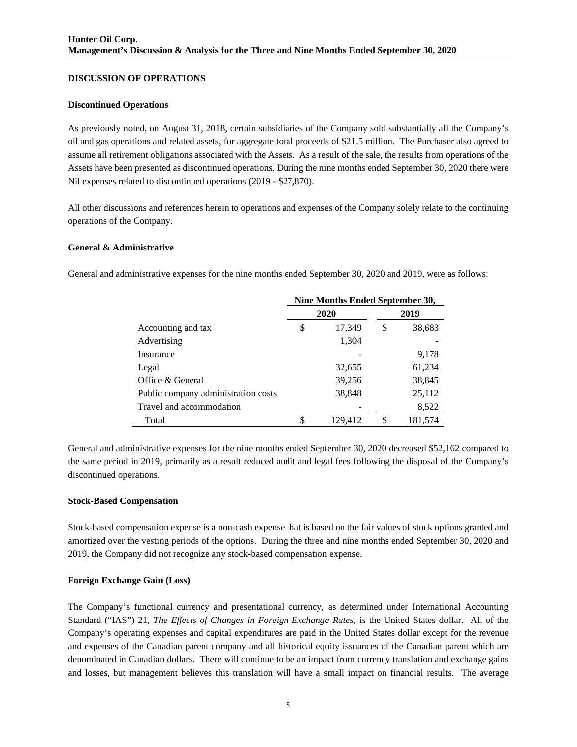## DISCUSSION OF OPERATIONS

### Discontinued Operations

As previously noted, on August 31, 2018, certain subsidiaries of the Company sold substantially all the Company's oil and gas operations and related assets, for aggregate total proceeds of $21.5 million. The Purchaser also agreed to assume all retirement obligations associated with the Assets. As a result of the sale, the results from operations of the Assets have been presented as discontinued operations. During the nine months ended September 30, 2020 there were Nil expenses related to discontinued operations (2019 - $27,870).

All other discussions and references herein to operations and expenses of the Company solely relate to the continuing operations of the Company.

### General & Administrative

General and administrative expenses for the nine months ended September 30, 2020 and 2019, were as follows:

| | Nine Months Ended September 30, | |
|---|---|---|
| | 2020 | 2019 |
| Accounting and tax | $ 17,349 | $ 38,683 |
| Advertising | 1,304 | - |
| Insurance | - | 9,178 |
| Legal | 32,655 | 61,234 |
| Office & General | 39,256 | 38,845 |
| Public company administration costs | 38,848 | 25,112 |
| Travel and accommodation | - | 8,522 |
| Total | $ 129,412 | $ 181,574 |

General and administrative expenses for the nine months ended September 30, 2020 decreased $52,162 compared to the same period in 2019, primarily as a result reduced audit and legal fees following the disposal of the Company's discontinued operations.

### Stock-Based Compensation

Stock-based compensation expense is a non-cash expense that is based on the fair values of stock options granted and amortized over the vesting periods of the options. During the three and nine months ended September 30, 2020 and 2019, the Company did not recognize any stock-based compensation expense.

### Foreign Exchange Gain (Loss)

The Company's functional currency and presentational currency, as determined under International Accounting Standard ("IAS") 21, *The Effects of Changes in Foreign Exchange Rates*, is the United States dollar. All of the Company's operating expenses and capital expenditures are paid in the United States dollar except for the revenue and expenses of the Canadian parent company and all historical equity issuances of the Canadian parent which are denominated in Canadian dollars. There will continue to be an impact from currency translation and exchange gains and losses, but management believes this translation will have a small impact on financial results. The average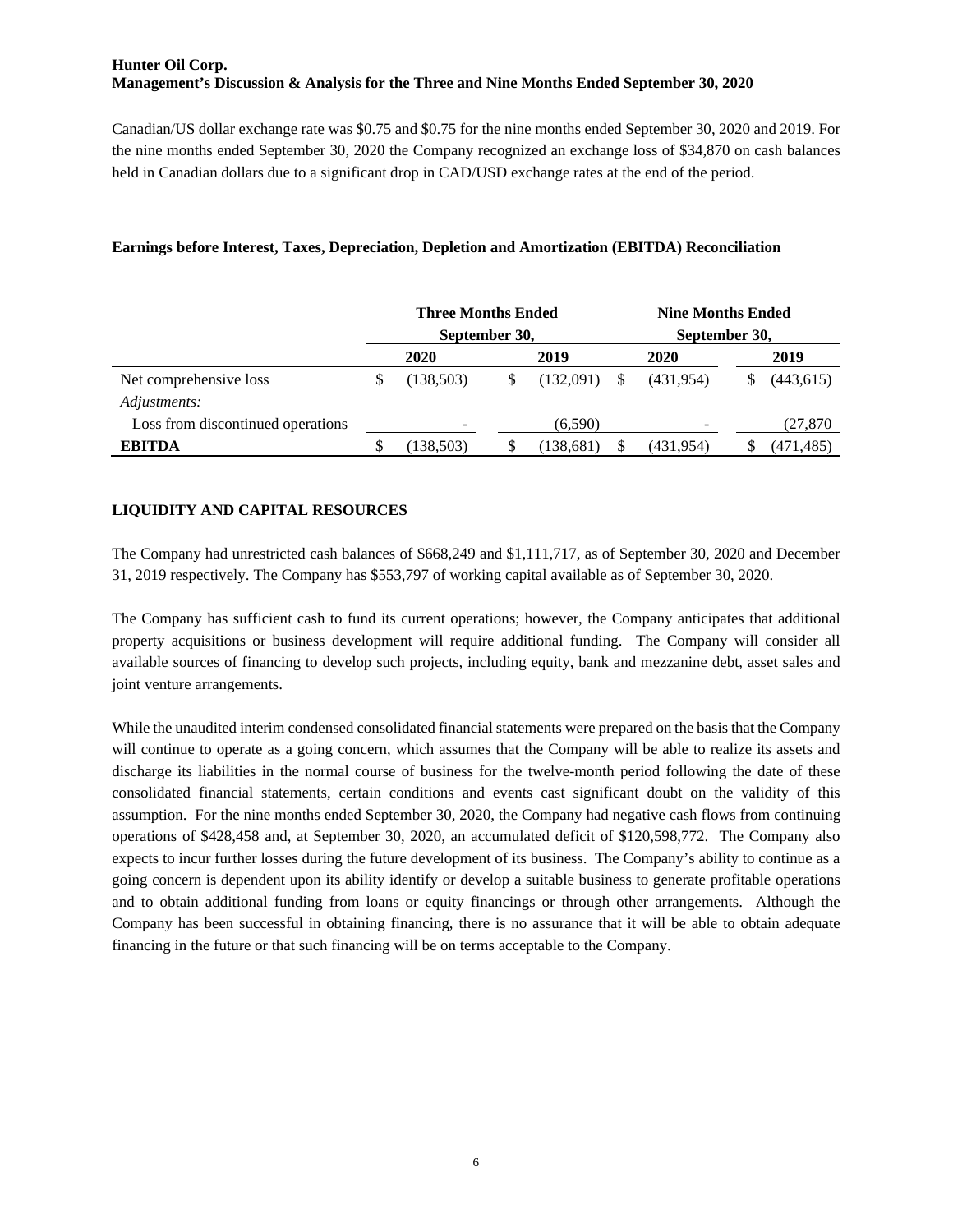Canadian/US dollar exchange rate was $0.75 and $0.75 for the nine months ended September 30, 2020 and 2019. For the nine months ended September 30, 2020 the Company recognized an exchange loss of $34,870 on cash balances held in Canadian dollars due to a significant drop in CAD/USD exchange rates at the end of the period.

**Earnings before Interest, Taxes, Depreciation, Depletion and Amortization (EBITDA) Reconciliation**

| | Three Months Ended September 30, | | Nine Months Ended September 30, | |
|---|---|---|---|---|
| | 2020 | 2019 | 2020 | 2019 |
| Net comprehensive loss | $ (138,503) | $ (132,091) | $ (431,954) | $ (443,615) |
| *Adjustments:* | | | | |
| Loss from discontinued operations | - | (6,590) | - | (27,870 |
| **EBITDA** | $ (138,503) | $ (138,681) | $ (431,954) | $ (471,485) |

## LIQUIDITY AND CAPITAL RESOURCES

The Company had unrestricted cash balances of $668,249 and $1,111,717, as of September 30, 2020 and December 31, 2019 respectively. The Company has $553,797 of working capital available as of September 30, 2020.

The Company has sufficient cash to fund its current operations; however, the Company anticipates that additional property acquisitions or business development will require additional funding. The Company will consider all available sources of financing to develop such projects, including equity, bank and mezzanine debt, asset sales and joint venture arrangements.

While the unaudited interim condensed consolidated financial statements were prepared on the basis that the Company will continue to operate as a going concern, which assumes that the Company will be able to realize its assets and discharge its liabilities in the normal course of business for the twelve-month period following the date of these consolidated financial statements, certain conditions and events cast significant doubt on the validity of this assumption. For the nine months ended September 30, 2020, the Company had negative cash flows from continuing operations of $428,458 and, at September 30, 2020, an accumulated deficit of $120,598,772. The Company also expects to incur further losses during the future development of its business. The Company's ability to continue as a going concern is dependent upon its ability identify or develop a suitable business to generate profitable operations and to obtain additional funding from loans or equity financings or through other arrangements. Although the Company has been successful in obtaining financing, there is no assurance that it will be able to obtain adequate financing in the future or that such financing will be on terms acceptable to the Company.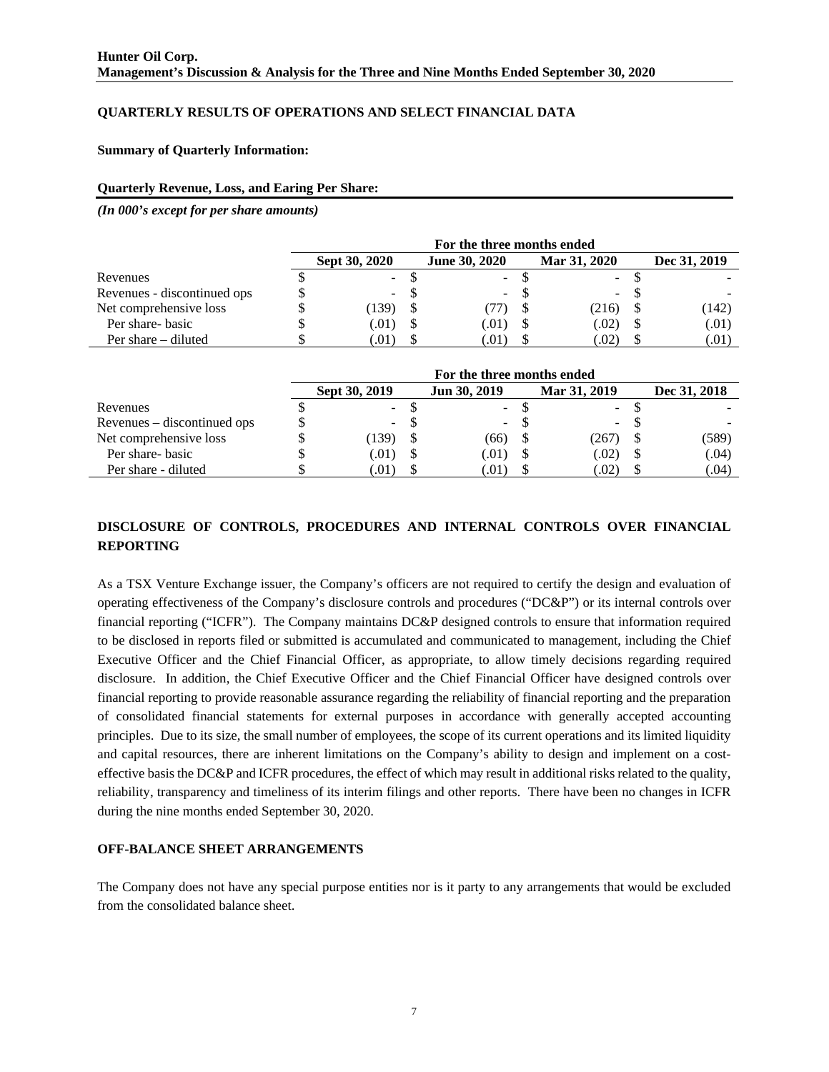## QUARTERLY RESULTS OF OPERATIONS AND SELECT FINANCIAL DATA

**Summary of Quarterly Information:**

**Quarterly Revenue, Loss, and Earing Per Share:**

***(In 000's except for per share amounts)***

| | For the three months ended | | | |
|---|---|---|---|---|
| | **Sept 30, 2020** | **June 30, 2020** | **Mar 31, 2020** | **Dec 31, 2019** |
| Revenues | $ - | $ - | $ - | $ - |
| Revenues - discontinued ops | $ - | $ - | $ - | $ - |
| Net comprehensive loss | $ (139) | $ (77) | $ (216) | $ (142) |
| Per share- basic | $ (.01) | $ (.01) | $ (.02) | $ (.01) |
| Per share – diluted | $ (.01) | $ (.01) | $ (.02) | $ (.01) |

| | For the three months ended | | | |
|---|---|---|---|---|
| | **Sept 30, 2019** | **Jun 30, 2019** | **Mar 31, 2019** | **Dec 31, 2018** |
| Revenues | $ - | $ - | $ - | $ - |
| Revenues – discontinued ops | $ - | $ - | $ - | $ - |
| Net comprehensive loss | $ (139) | $ (66) | $ (267) | $ (589) |
| Per share- basic | $ (.01) | $ (.01) | $ (.02) | $ (.04) |
| Per share - diluted | $ (.01) | $ (.01) | $ (.02) | $ (.04) |

## DISCLOSURE OF CONTROLS, PROCEDURES AND INTERNAL CONTROLS OVER FINANCIAL REPORTING

As a TSX Venture Exchange issuer, the Company's officers are not required to certify the design and evaluation of operating effectiveness of the Company's disclosure controls and procedures ("DC&P") or its internal controls over financial reporting ("ICFR"). The Company maintains DC&P designed controls to ensure that information required to be disclosed in reports filed or submitted is accumulated and communicated to management, including the Chief Executive Officer and the Chief Financial Officer, as appropriate, to allow timely decisions regarding required disclosure. In addition, the Chief Executive Officer and the Chief Financial Officer have designed controls over financial reporting to provide reasonable assurance regarding the reliability of financial reporting and the preparation of consolidated financial statements for external purposes in accordance with generally accepted accounting principles. Due to its size, the small number of employees, the scope of its current operations and its limited liquidity and capital resources, there are inherent limitations on the Company's ability to design and implement on a cost-effective basis the DC&P and ICFR procedures, the effect of which may result in additional risks related to the quality, reliability, transparency and timeliness of its interim filings and other reports. There have been no changes in ICFR during the nine months ended September 30, 2020.

## OFF-BALANCE SHEET ARRANGEMENTS

The Company does not have any special purpose entities nor is it party to any arrangements that would be excluded from the consolidated balance sheet.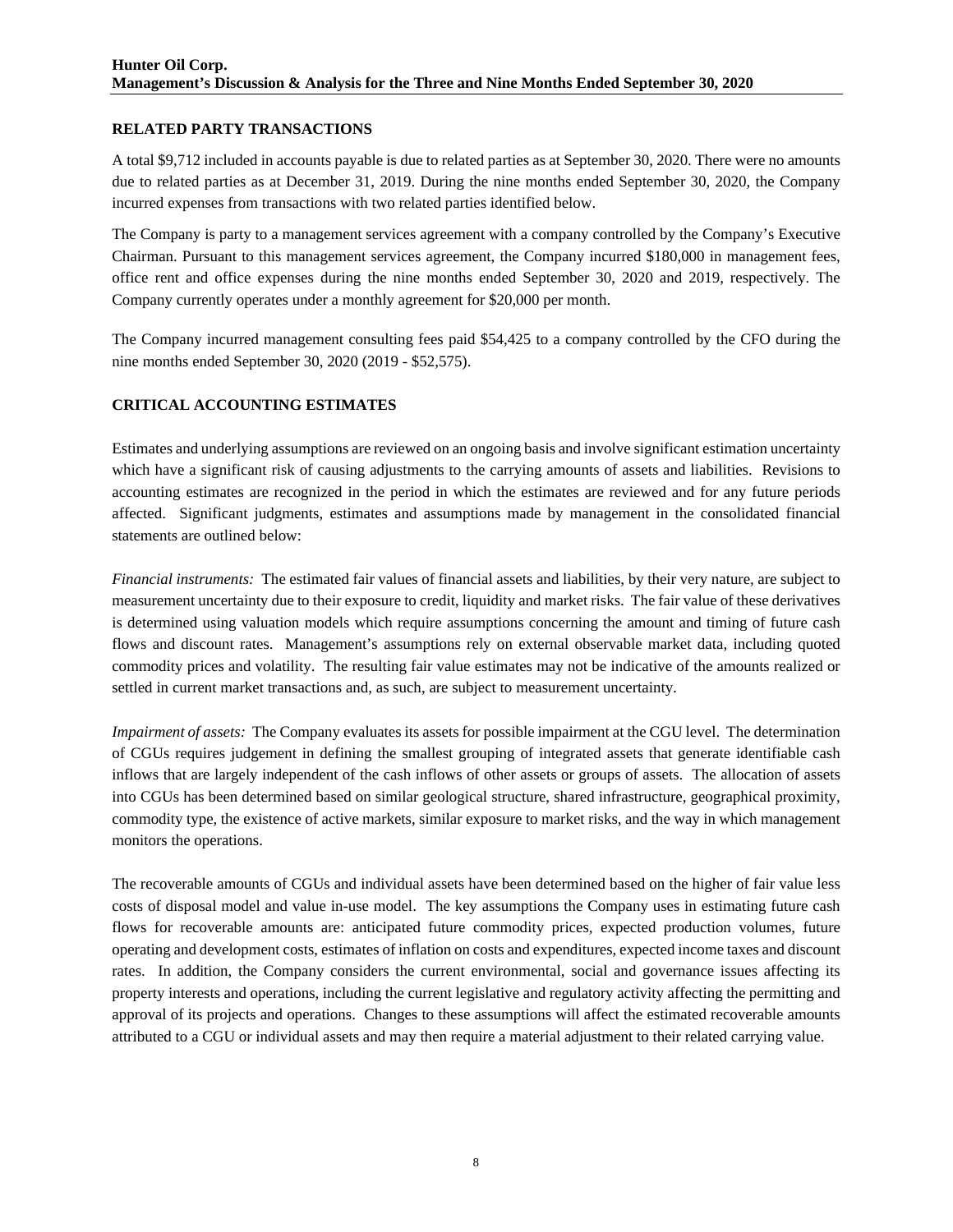## RELATED PARTY TRANSACTIONS

A total $9,712 included in accounts payable is due to related parties as at September 30, 2020. There were no amounts due to related parties as at December 31, 2019. During the nine months ended September 30, 2020, the Company incurred expenses from transactions with two related parties identified below.

The Company is party to a management services agreement with a company controlled by the Company's Executive Chairman. Pursuant to this management services agreement, the Company incurred $180,000 in management fees, office rent and office expenses during the nine months ended September 30, 2020 and 2019, respectively. The Company currently operates under a monthly agreement for $20,000 per month.

The Company incurred management consulting fees paid $54,425 to a company controlled by the CFO during the nine months ended September 30, 2020 (2019 - $52,575).

## CRITICAL ACCOUNTING ESTIMATES

Estimates and underlying assumptions are reviewed on an ongoing basis and involve significant estimation uncertainty which have a significant risk of causing adjustments to the carrying amounts of assets and liabilities. Revisions to accounting estimates are recognized in the period in which the estimates are reviewed and for any future periods affected. Significant judgments, estimates and assumptions made by management in the consolidated financial statements are outlined below:

*Financial instruments:* The estimated fair values of financial assets and liabilities, by their very nature, are subject to measurement uncertainty due to their exposure to credit, liquidity and market risks. The fair value of these derivatives is determined using valuation models which require assumptions concerning the amount and timing of future cash flows and discount rates. Management's assumptions rely on external observable market data, including quoted commodity prices and volatility. The resulting fair value estimates may not be indicative of the amounts realized or settled in current market transactions and, as such, are subject to measurement uncertainty.

*Impairment of assets:* The Company evaluates its assets for possible impairment at the CGU level. The determination of CGUs requires judgement in defining the smallest grouping of integrated assets that generate identifiable cash inflows that are largely independent of the cash inflows of other assets or groups of assets. The allocation of assets into CGUs has been determined based on similar geological structure, shared infrastructure, geographical proximity, commodity type, the existence of active markets, similar exposure to market risks, and the way in which management monitors the operations.

The recoverable amounts of CGUs and individual assets have been determined based on the higher of fair value less costs of disposal model and value in-use model. The key assumptions the Company uses in estimating future cash flows for recoverable amounts are: anticipated future commodity prices, expected production volumes, future operating and development costs, estimates of inflation on costs and expenditures, expected income taxes and discount rates. In addition, the Company considers the current environmental, social and governance issues affecting its property interests and operations, including the current legislative and regulatory activity affecting the permitting and approval of its projects and operations. Changes to these assumptions will affect the estimated recoverable amounts attributed to a CGU or individual assets and may then require a material adjustment to their related carrying value.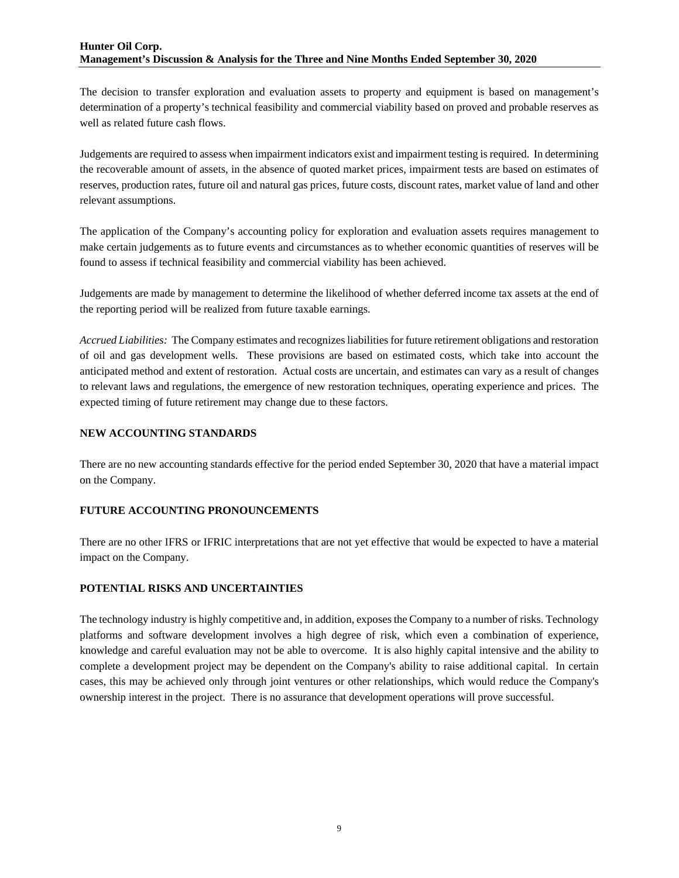The decision to transfer exploration and evaluation assets to property and equipment is based on management's determination of a property's technical feasibility and commercial viability based on proved and probable reserves as well as related future cash flows.

Judgements are required to assess when impairment indicators exist and impairment testing is required. In determining the recoverable amount of assets, in the absence of quoted market prices, impairment tests are based on estimates of reserves, production rates, future oil and natural gas prices, future costs, discount rates, market value of land and other relevant assumptions.

The application of the Company's accounting policy for exploration and evaluation assets requires management to make certain judgements as to future events and circumstances as to whether economic quantities of reserves will be found to assess if technical feasibility and commercial viability has been achieved.

Judgements are made by management to determine the likelihood of whether deferred income tax assets at the end of the reporting period will be realized from future taxable earnings.

*Accrued Liabilities:* The Company estimates and recognizes liabilities for future retirement obligations and restoration of oil and gas development wells. These provisions are based on estimated costs, which take into account the anticipated method and extent of restoration. Actual costs are uncertain, and estimates can vary as a result of changes to relevant laws and regulations, the emergence of new restoration techniques, operating experience and prices. The expected timing of future retirement may change due to these factors.

## NEW ACCOUNTING STANDARDS

There are no new accounting standards effective for the period ended September 30, 2020 that have a material impact on the Company.

## FUTURE ACCOUNTING PRONOUNCEMENTS

There are no other IFRS or IFRIC interpretations that are not yet effective that would be expected to have a material impact on the Company.

## POTENTIAL RISKS AND UNCERTAINTIES

The technology industry is highly competitive and, in addition, exposes the Company to a number of risks. Technology platforms and software development involves a high degree of risk, which even a combination of experience, knowledge and careful evaluation may not be able to overcome. It is also highly capital intensive and the ability to complete a development project may be dependent on the Company's ability to raise additional capital. In certain cases, this may be achieved only through joint ventures or other relationships, which would reduce the Company's ownership interest in the project. There is no assurance that development operations will prove successful.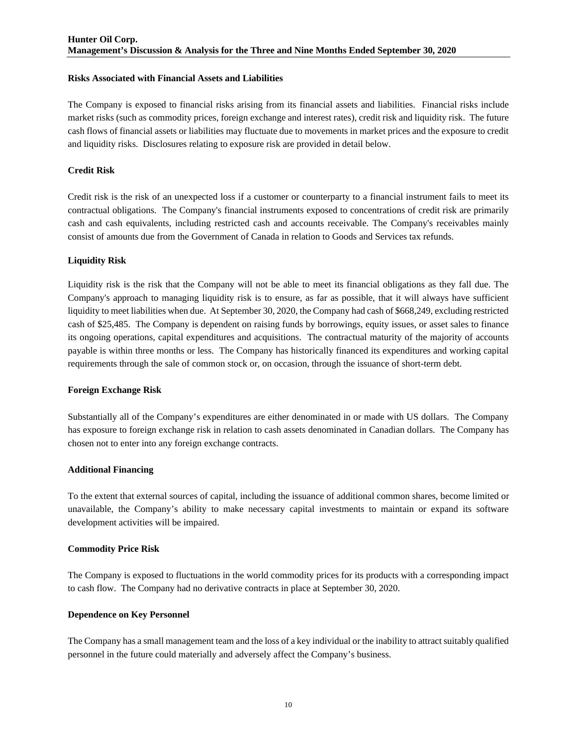### Risks Associated with Financial Assets and Liabilities

The Company is exposed to financial risks arising from its financial assets and liabilities. Financial risks include market risks (such as commodity prices, foreign exchange and interest rates), credit risk and liquidity risk. The future cash flows of financial assets or liabilities may fluctuate due to movements in market prices and the exposure to credit and liquidity risks. Disclosures relating to exposure risk are provided in detail below.

### Credit Risk

Credit risk is the risk of an unexpected loss if a customer or counterparty to a financial instrument fails to meet its contractual obligations. The Company's financial instruments exposed to concentrations of credit risk are primarily cash and cash equivalents, including restricted cash and accounts receivable. The Company's receivables mainly consist of amounts due from the Government of Canada in relation to Goods and Services tax refunds.

### Liquidity Risk

Liquidity risk is the risk that the Company will not be able to meet its financial obligations as they fall due. The Company's approach to managing liquidity risk is to ensure, as far as possible, that it will always have sufficient liquidity to meet liabilities when due. At September 30, 2020, the Company had cash of $668,249, excluding restricted cash of $25,485. The Company is dependent on raising funds by borrowings, equity issues, or asset sales to finance its ongoing operations, capital expenditures and acquisitions. The contractual maturity of the majority of accounts payable is within three months or less. The Company has historically financed its expenditures and working capital requirements through the sale of common stock or, on occasion, through the issuance of short-term debt.

### Foreign Exchange Risk

Substantially all of the Company's expenditures are either denominated in or made with US dollars. The Company has exposure to foreign exchange risk in relation to cash assets denominated in Canadian dollars. The Company has chosen not to enter into any foreign exchange contracts.

### Additional Financing

To the extent that external sources of capital, including the issuance of additional common shares, become limited or unavailable, the Company's ability to make necessary capital investments to maintain or expand its software development activities will be impaired.

### Commodity Price Risk

The Company is exposed to fluctuations in the world commodity prices for its products with a corresponding impact to cash flow. The Company had no derivative contracts in place at September 30, 2020.

### Dependence on Key Personnel

The Company has a small management team and the loss of a key individual or the inability to attract suitably qualified personnel in the future could materially and adversely affect the Company's business.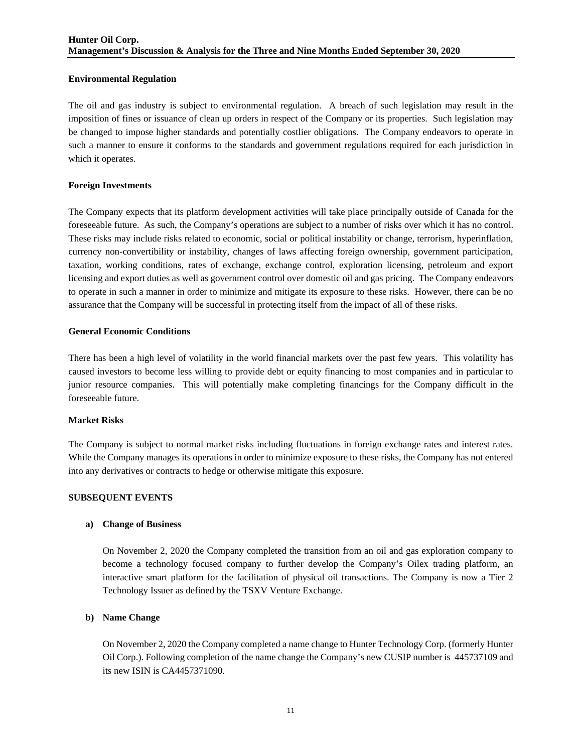**Environmental Regulation**

The oil and gas industry is subject to environmental regulation. A breach of such legislation may result in the imposition of fines or issuance of clean up orders in respect of the Company or its properties. Such legislation may be changed to impose higher standards and potentially costlier obligations. The Company endeavors to operate in such a manner to ensure it conforms to the standards and government regulations required for each jurisdiction in which it operates.

**Foreign Investments**

The Company expects that its platform development activities will take place principally outside of Canada for the foreseeable future. As such, the Company's operations are subject to a number of risks over which it has no control. These risks may include risks related to economic, social or political instability or change, terrorism, hyperinflation, currency non-convertibility or instability, changes of laws affecting foreign ownership, government participation, taxation, working conditions, rates of exchange, exchange control, exploration licensing, petroleum and export licensing and export duties as well as government control over domestic oil and gas pricing. The Company endeavors to operate in such a manner in order to minimize and mitigate its exposure to these risks. However, there can be no assurance that the Company will be successful in protecting itself from the impact of all of these risks.

**General Economic Conditions**

There has been a high level of volatility in the world financial markets over the past few years. This volatility has caused investors to become less willing to provide debt or equity financing to most companies and in particular to junior resource companies. This will potentially make completing financings for the Company difficult in the foreseeable future.

**Market Risks**

The Company is subject to normal market risks including fluctuations in foreign exchange rates and interest rates. While the Company manages its operations in order to minimize exposure to these risks, the Company has not entered into any derivatives or contracts to hedge or otherwise mitigate this exposure.

## SUBSEQUENT EVENTS

**a) Change of Business**

On November 2, 2020 the Company completed the transition from an oil and gas exploration company to become a technology focused company to further develop the Company's Oilex trading platform, an interactive smart platform for the facilitation of physical oil transactions. The Company is now a Tier 2 Technology Issuer as defined by the TSXV Venture Exchange.

**b) Name Change**

On November 2, 2020 the Company completed a name change to Hunter Technology Corp. (formerly Hunter Oil Corp.). Following completion of the name change the Company's new CUSIP number is 445737109 and its new ISIN is CA4457371090.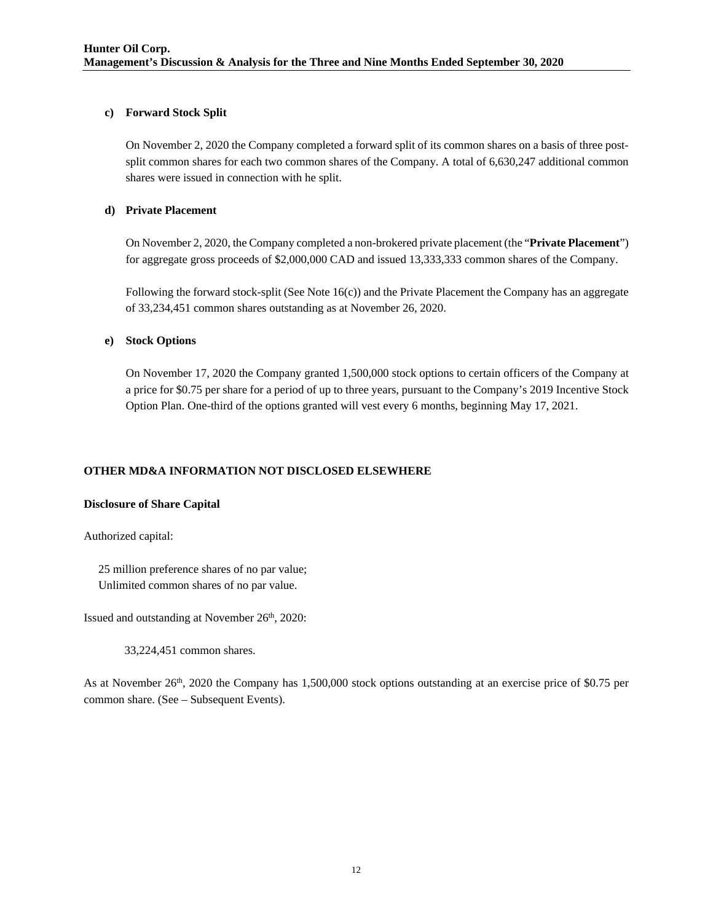**c) Forward Stock Split**

On November 2, 2020 the Company completed a forward split of its common shares on a basis of three post-split common shares for each two common shares of the Company. A total of 6,630,247 additional common shares were issued in connection with he split.

**d) Private Placement**

On November 2, 2020, the Company completed a non-brokered private placement (the "**Private Placement**") for aggregate gross proceeds of $2,000,000 CAD and issued 13,333,333 common shares of the Company.

Following the forward stock-split (See Note 16(c)) and the Private Placement the Company has an aggregate of 33,234,451 common shares outstanding as at November 26, 2020.

**e) Stock Options**

On November 17, 2020 the Company granted 1,500,000 stock options to certain officers of the Company at a price for $0.75 per share for a period of up to three years, pursuant to the Company's 2019 Incentive Stock Option Plan. One-third of the options granted will vest every 6 months, beginning May 17, 2021.

## OTHER MD&A INFORMATION NOT DISCLOSED ELSEWHERE

### Disclosure of Share Capital

Authorized capital:

25 million preference shares of no par value;
Unlimited common shares of no par value.

Issued and outstanding at November 26th, 2020:

33,224,451 common shares.

As at November 26th, 2020 the Company has 1,500,000 stock options outstanding at an exercise price of $0.75 per common share. (See – Subsequent Events).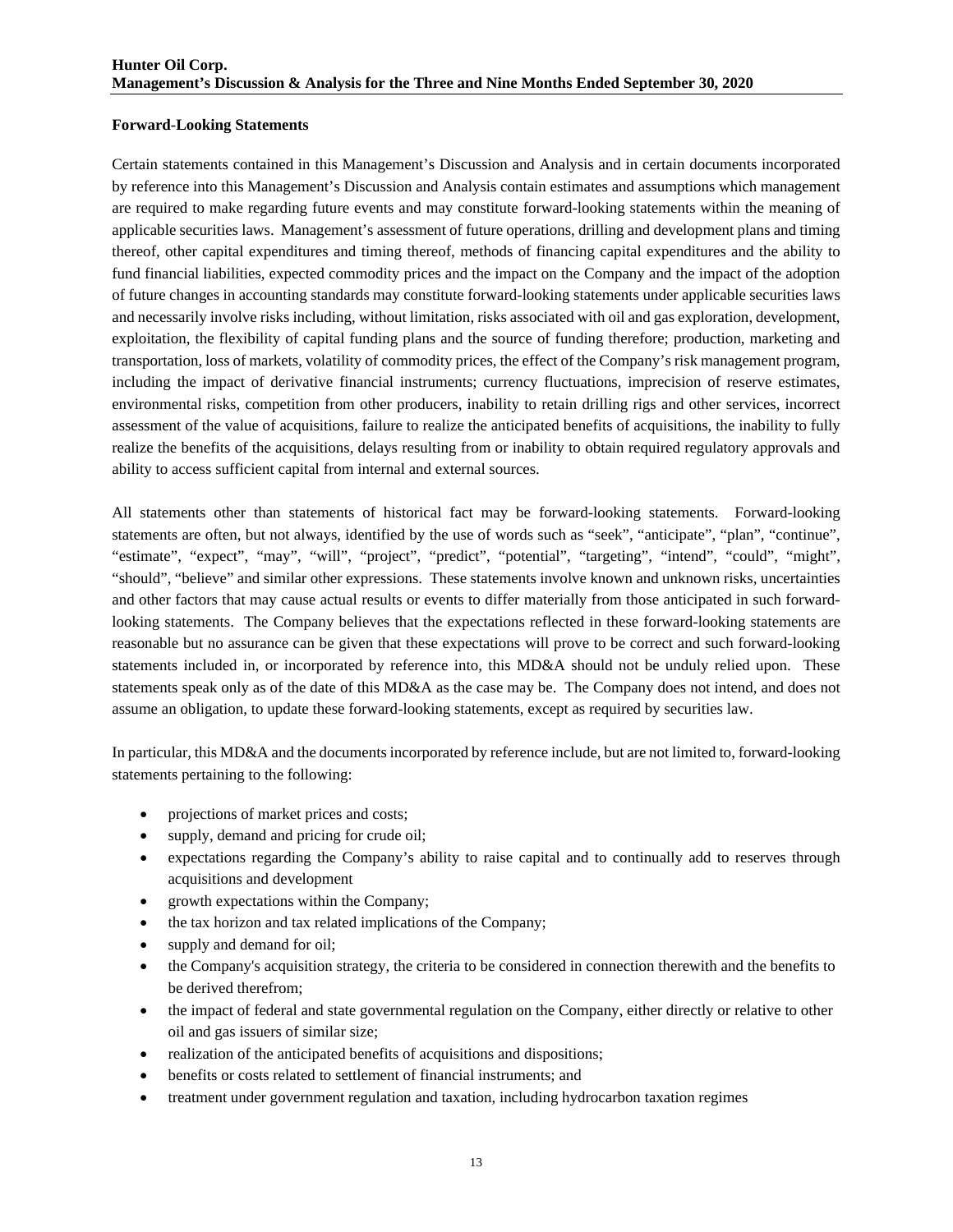## Forward-Looking Statements

Certain statements contained in this Management's Discussion and Analysis and in certain documents incorporated by reference into this Management's Discussion and Analysis contain estimates and assumptions which management are required to make regarding future events and may constitute forward-looking statements within the meaning of applicable securities laws. Management's assessment of future operations, drilling and development plans and timing thereof, other capital expenditures and timing thereof, methods of financing capital expenditures and the ability to fund financial liabilities, expected commodity prices and the impact on the Company and the impact of the adoption of future changes in accounting standards may constitute forward-looking statements under applicable securities laws and necessarily involve risks including, without limitation, risks associated with oil and gas exploration, development, exploitation, the flexibility of capital funding plans and the source of funding therefore; production, marketing and transportation, loss of markets, volatility of commodity prices, the effect of the Company's risk management program, including the impact of derivative financial instruments; currency fluctuations, imprecision of reserve estimates, environmental risks, competition from other producers, inability to retain drilling rigs and other services, incorrect assessment of the value of acquisitions, failure to realize the anticipated benefits of acquisitions, the inability to fully realize the benefits of the acquisitions, delays resulting from or inability to obtain required regulatory approvals and ability to access sufficient capital from internal and external sources.

All statements other than statements of historical fact may be forward-looking statements. Forward-looking statements are often, but not always, identified by the use of words such as "seek", "anticipate", "plan", "continue", "estimate", "expect", "may", "will", "project", "predict", "potential", "targeting", "intend", "could", "might", "should", "believe" and similar other expressions. These statements involve known and unknown risks, uncertainties and other factors that may cause actual results or events to differ materially from those anticipated in such forward-looking statements. The Company believes that the expectations reflected in these forward-looking statements are reasonable but no assurance can be given that these expectations will prove to be correct and such forward-looking statements included in, or incorporated by reference into, this MD&A should not be unduly relied upon. These statements speak only as of the date of this MD&A as the case may be. The Company does not intend, and does not assume an obligation, to update these forward-looking statements, except as required by securities law.

In particular, this MD&A and the documents incorporated by reference include, but are not limited to, forward-looking statements pertaining to the following:

- projections of market prices and costs;
- supply, demand and pricing for crude oil;
- expectations regarding the Company's ability to raise capital and to continually add to reserves through acquisitions and development
- growth expectations within the Company;
- the tax horizon and tax related implications of the Company;
- supply and demand for oil;
- the Company's acquisition strategy, the criteria to be considered in connection therewith and the benefits to be derived therefrom;
- the impact of federal and state governmental regulation on the Company, either directly or relative to other oil and gas issuers of similar size;
- realization of the anticipated benefits of acquisitions and dispositions;
- benefits or costs related to settlement of financial instruments; and
- treatment under government regulation and taxation, including hydrocarbon taxation regimes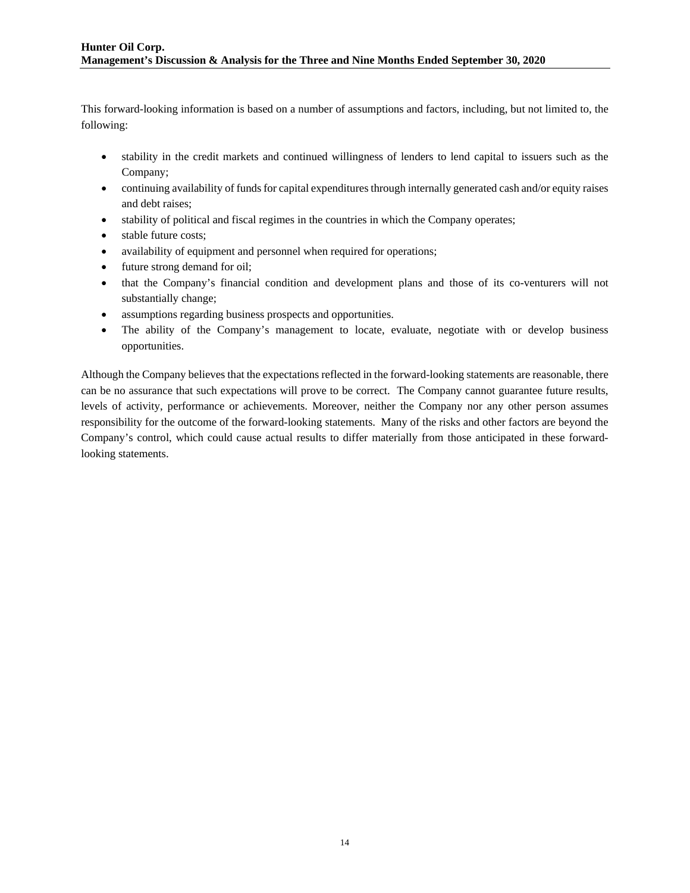This forward-looking information is based on a number of assumptions and factors, including, but not limited to, the following:

- stability in the credit markets and continued willingness of lenders to lend capital to issuers such as the Company;
- continuing availability of funds for capital expenditures through internally generated cash and/or equity raises and debt raises;
- stability of political and fiscal regimes in the countries in which the Company operates;
- stable future costs;
- availability of equipment and personnel when required for operations;
- future strong demand for oil;
- that the Company's financial condition and development plans and those of its co-venturers will not substantially change;
- assumptions regarding business prospects and opportunities.
- The ability of the Company's management to locate, evaluate, negotiate with or develop business opportunities.

Although the Company believes that the expectations reflected in the forward-looking statements are reasonable, there can be no assurance that such expectations will prove to be correct. The Company cannot guarantee future results, levels of activity, performance or achievements. Moreover, neither the Company nor any other person assumes responsibility for the outcome of the forward-looking statements. Many of the risks and other factors are beyond the Company's control, which could cause actual results to differ materially from those anticipated in these forward-looking statements.